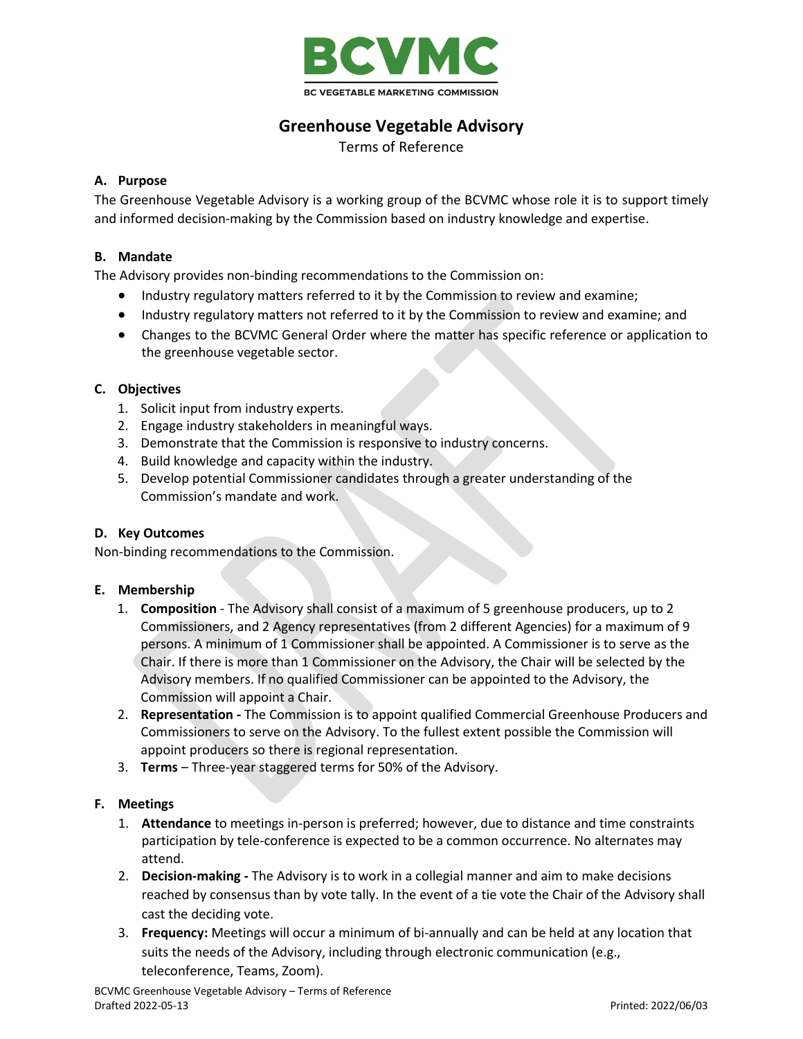# BCVMC

BC VEGETABLE MARKETING COMMISSION

## Greenhouse Vegetable Advisory

Terms of Reference

### A. Purpose

The Greenhouse Vegetable Advisory is a working group of the BCVMC whose role it is to support timely and informed decision-making by the Commission based on industry knowledge and expertise.

### B. Mandate

The Advisory provides non-binding recommendations to the Commission on:

- Industry regulatory matters referred to it by the Commission to review and examine;
- Industry regulatory matters not referred to it by the Commission to review and examine; and
- Changes to the BCVMC General Order where the matter has specific reference or application to the greenhouse vegetable sector.

### C. Objectives

1. Solicit input from industry experts.
2. Engage industry stakeholders in meaningful ways.
3. Demonstrate that the Commission is responsive to industry concerns.
4. Build knowledge and capacity within the industry.
5. Develop potential Commissioner candidates through a greater understanding of the Commission's mandate and work.

### D. Key Outcomes

Non-binding recommendations to the Commission.

### E. Membership

1. **Composition** - The Advisory shall consist of a maximum of 5 greenhouse producers, up to 2 Commissioners, and 2 Agency representatives (from 2 different Agencies) for a maximum of 9 persons. A minimum of 1 Commissioner shall be appointed. A Commissioner is to serve as the Chair. If there is more than 1 Commissioner on the Advisory, the Chair will be selected by the Advisory members. If no qualified Commissioner can be appointed to the Advisory, the Commission will appoint a Chair.
2. **Representation -** The Commission is to appoint qualified Commercial Greenhouse Producers and Commissioners to serve on the Advisory. To the fullest extent possible the Commission will appoint producers so there is regional representation.
3. **Terms** – Three-year staggered terms for 50% of the Advisory.

### F. Meetings

1. **Attendance** to meetings in-person is preferred; however, due to distance and time constraints participation by tele-conference is expected to be a common occurrence. No alternates may attend.
2. **Decision-making -** The Advisory is to work in a collegial manner and aim to make decisions reached by consensus than by vote tally. In the event of a tie vote the Chair of the Advisory shall cast the deciding vote.
3. **Frequency:** Meetings will occur a minimum of bi-annually and can be held at any location that suits the needs of the Advisory, including through electronic communication (e.g., teleconference, Teams, Zoom).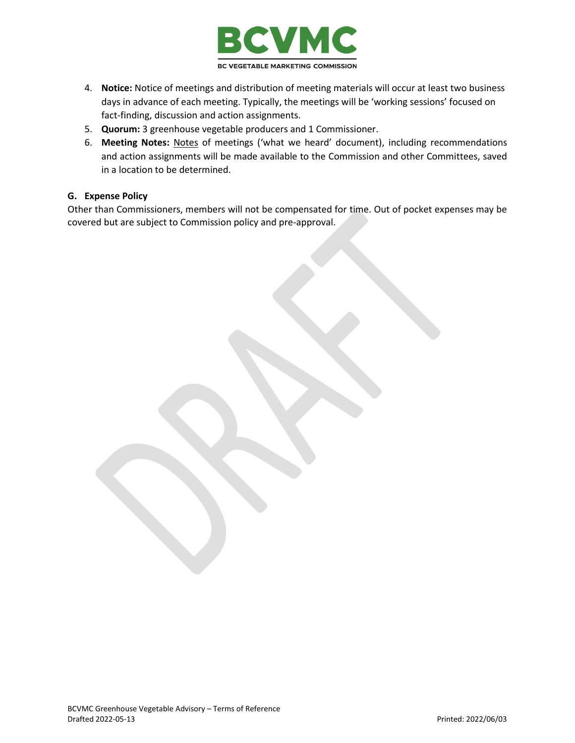4. **Notice:** Notice of meetings and distribution of meeting materials will occur at least two business days in advance of each meeting. Typically, the meetings will be 'working sessions' focused on fact-finding, discussion and action assignments.
5. **Quorum:** 3 greenhouse vegetable producers and 1 Commissioner.
6. **Meeting Notes:** Notes of meetings ('what we heard' document), including recommendations and action assignments will be made available to the Commission and other Committees, saved in a location to be determined.

### G. Expense Policy

Other than Commissioners, members will not be compensated for time. Out of pocket expenses may be covered but are subject to Commission policy and pre-approval.